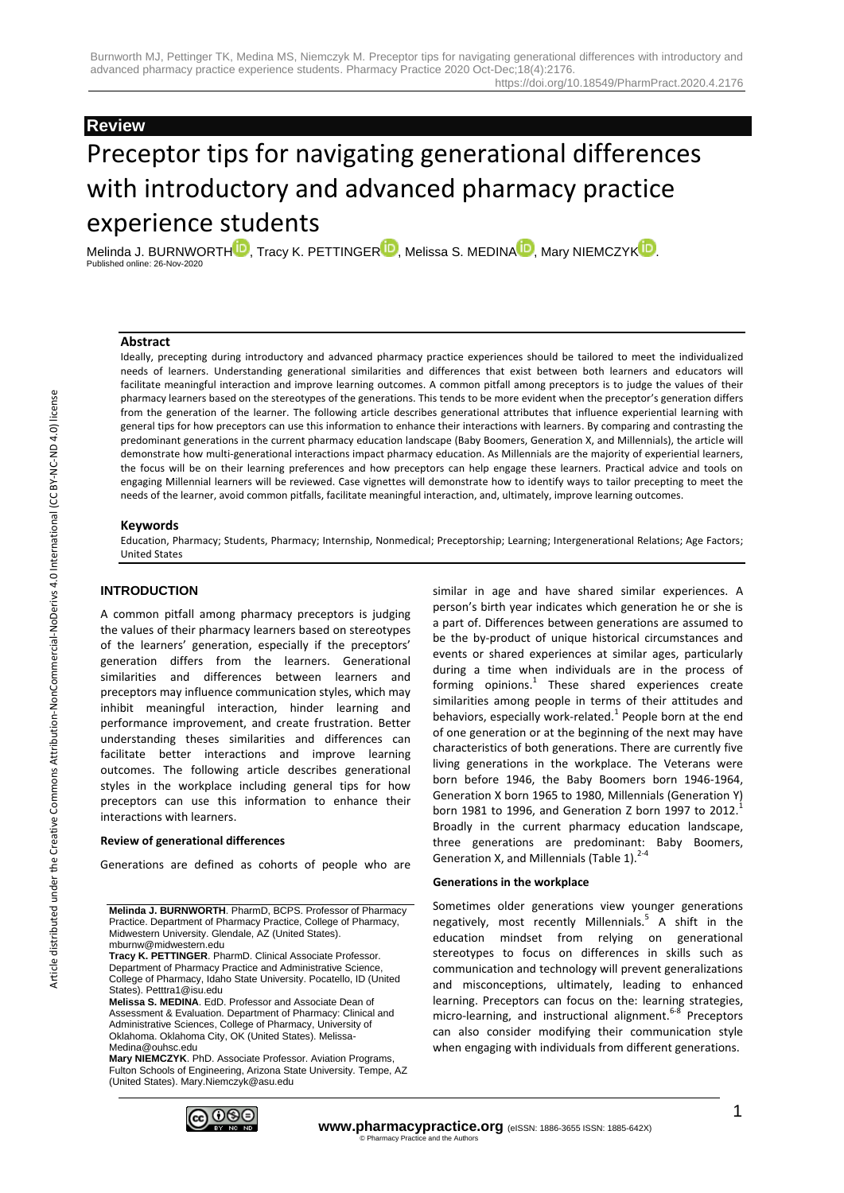**Review**

# Preceptor tips for navigating generational differences with introductory and advanced pharmacy practice experience students

Melinda J. BURNWORTH, Tracy K. PETTINGER, Melissa S. MEDINA, Mary NIEMCZYK.

Published online: 26-Nov-2020

### Abstract

Ideally, precepting during introductory and advanced pharmacy practice experiences should be tailored to meet the individualized needs of learners. Understanding generational similarities and differences that exist between both learners and educators will facilitate meaningful interaction and improve learning outcomes. A common pitfall among preceptors is to judge the values of their pharmacy learners based on the stereotypes of the generations. This tends to be more evident when the preceptor's generation differs from the generation of the learner. The following article describes generational attributes that influence experiential learning with general tips for how preceptors can use this information to enhance their interactions with learners. By comparing and contrasting the predominant generations in the current pharmacy education landscape (Baby Boomers, Generation X, and Millennials), the article will demonstrate how multi-generational interactions impact pharmacy education. As Millennials are the majority of experiential learners, the focus will be on their learning preferences and how preceptors can help engage these learners. Practical advice and tools on engaging Millennial learners will be reviewed. Case vignettes will demonstrate how to identify ways to tailor precepting to meet the needs of the learner, avoid common pitfalls, facilitate meaningful interaction, and, ultimately, improve learning outcomes.

### Keywords

Education, Pharmacy; Students, Pharmacy; Internship, Nonmedical; Preceptorship; Learning; Intergenerational Relations; Age Factors; United States

## INTRODUCTION

A common pitfall among pharmacy preceptors is judging the values of their pharmacy learners based on stereotypes of the learners' generation, especially if the preceptors' generation differs from the learners. Generational similarities and differences between learners and preceptors may influence communication styles, which may inhibit meaningful interaction, hinder learning and performance improvement, and create frustration. Better understanding theses similarities and differences can facilitate better interactions and improve learning outcomes. The following article describes generational styles in the workplace including general tips for how preceptors can use this information to enhance their interactions with learners.

### Review of generational differences

Generations are defined as cohorts of people who are similar in age and have shared similar experiences. A person's birth year indicates which generation he or she is a part of. Differences between generations are assumed to be the by-product of unique historical circumstances and events or shared experiences at similar ages, particularly during a time when individuals are in the process of forming opinions.[1] These shared experiences create similarities among people in terms of their attitudes and behaviors, especially work-related.[1] People born at the end of one generation or at the beginning of the next may have characteristics of both generations. There are currently five living generations in the workplace. The Veterans were born before 1946, the Baby Boomers born 1946-1964, Generation X born 1965 to 1980, Millennials (Generation Y) born 1981 to 1996, and Generation Z born 1997 to 2012.[1] Broadly in the current pharmacy education landscape, three generations are predominant: Baby Boomers, Generation X, and Millennials (Table 1).[2-4]

### Generations in the workplace

Sometimes older generations view younger generations negatively, most recently Millennials.[5] A shift in the education mindset from relying on generational stereotypes to focus on differences in skills such as communication and technology will prevent generalizations and misconceptions, ultimately, leading to enhanced learning. Preceptors can focus on the: learning strategies, micro-learning, and instructional alignment.[6-8] Preceptors can also consider modifying their communication style when engaging with individuals from different generations.

---

**Melinda J. BURNWORTH**. PharmD, BCPS. Professor of Pharmacy Practice. Department of Pharmacy Practice, College of Pharmacy, Midwestern University. Glendale, AZ (United States). mburnw@midwestern.edu

**Tracy K. PETTINGER**. PharmD. Clinical Associate Professor. Department of Pharmacy Practice and Administrative Science, College of Pharmacy, Idaho State University. Pocatello, ID (United States). Petttra1@isu.edu

**Melissa S. MEDINA**. EdD. Professor and Associate Dean of Assessment & Evaluation. Department of Pharmacy: Clinical and Administrative Sciences, College of Pharmacy, University of Oklahoma. Oklahoma City, OK (United States). Melissa-Medina@ouhsc.edu

**Mary NIEMCZYK**. PhD. Associate Professor. Aviation Programs, Fulton Schools of Engineering, Arizona State University. Tempe, AZ (United States). Mary.Niemczyk@asu.edu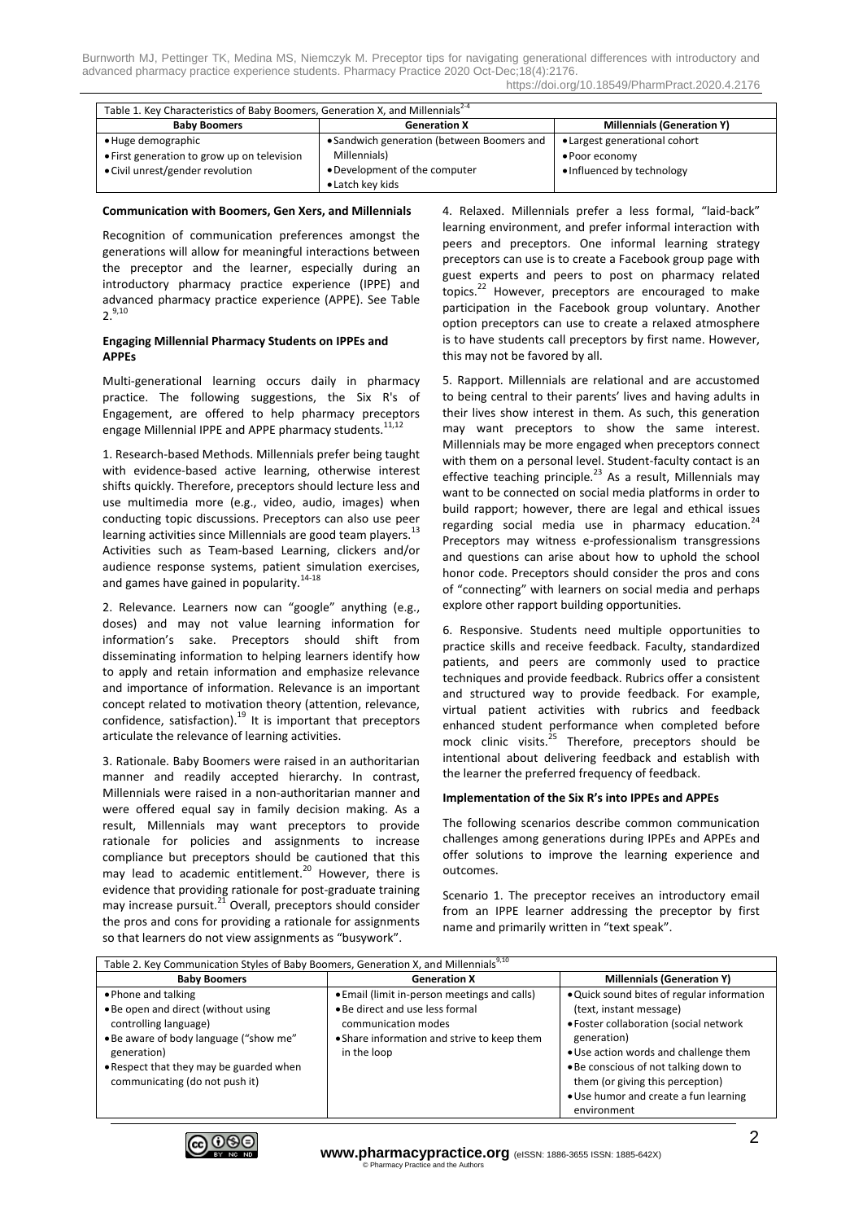Table 1. Key Characteristics of Baby Boomers, Generation X, and Millennials[2-4]

| Baby Boomers | Generation X | Millennials (Generation Y) |
|---|---|---|
| • Huge demographic<br>• First generation to grow up on television<br>• Civil unrest/gender revolution | • Sandwich generation (between Boomers and Millennials)<br>• Development of the computer<br>• Latch key kids | • Largest generational cohort<br>• Poor economy<br>• Influenced by technology |

**Communication with Boomers, Gen Xers, and Millennials**

Recognition of communication preferences amongst the generations will allow for meaningful interactions between the preceptor and the learner, especially during an introductory pharmacy practice experience (IPPE) and advanced pharmacy practice experience (APPE). See Table 2.[9,10]

**Engaging Millennial Pharmacy Students on IPPEs and APPEs**

Multi-generational learning occurs daily in pharmacy practice. The following suggestions, the Six R's of Engagement, are offered to help pharmacy preceptors engage Millennial IPPE and APPE pharmacy students.[11,12]

1. Research-based Methods. Millennials prefer being taught with evidence-based active learning, otherwise interest shifts quickly. Therefore, preceptors should lecture less and use multimedia more (e.g., video, audio, images) when conducting topic discussions. Preceptors can also use peer learning activities since Millennials are good team players.[13] Activities such as Team-based Learning, clickers and/or audience response systems, patient simulation exercises, and games have gained in popularity.[14-18]

2. Relevance. Learners now can "google" anything (e.g., doses) and may not value learning information for information's sake. Preceptors should shift from disseminating information to helping learners identify how to apply and retain information and emphasize relevance and importance of information. Relevance is an important concept related to motivation theory (attention, relevance, confidence, satisfaction).[19] It is important that preceptors articulate the relevance of learning activities.

3. Rationale. Baby Boomers were raised in an authoritarian manner and readily accepted hierarchy. In contrast, Millennials were raised in a non-authoritarian manner and were offered equal say in family decision making. As a result, Millennials may want preceptors to provide rationale for policies and assignments to increase compliance but preceptors should be cautioned that this may lead to academic entitlement.[20] However, there is evidence that providing rationale for post-graduate training may increase pursuit.[21] Overall, preceptors should consider the pros and cons for providing a rationale for assignments so that learners do not view assignments as "busywork".

4. Relaxed. Millennials prefer a less formal, "laid-back" learning environment, and prefer informal interaction with peers and preceptors. One informal learning strategy preceptors can use is to create a Facebook group page with guest experts and peers to post on pharmacy related topics.[22] However, preceptors are encouraged to make participation in the Facebook group voluntary. Another option preceptors can use to create a relaxed atmosphere is to have students call preceptors by first name. However, this may not be favored by all.

5. Rapport. Millennials are relational and are accustomed to being central to their parents' lives and having adults in their lives show interest in them. As such, this generation may want preceptors to show the same interest. Millennials may be more engaged when preceptors connect with them on a personal level. Student-faculty contact is an effective teaching principle.[23] As a result, Millennials may want to be connected on social media platforms in order to build rapport; however, there are legal and ethical issues regarding social media use in pharmacy education.[24] Preceptors may witness e-professionalism transgressions and questions can arise about how to uphold the school honor code. Preceptors should consider the pros and cons of "connecting" with learners on social media and perhaps explore other rapport building opportunities.

6. Responsive. Students need multiple opportunities to practice skills and receive feedback. Faculty, standardized patients, and peers are commonly used to practice techniques and provide feedback. Rubrics offer a consistent and structured way to provide feedback. For example, virtual patient activities with rubrics and feedback enhanced student performance when completed before mock clinic visits.[25] Therefore, preceptors should be intentional about delivering feedback and establish with the learner the preferred frequency of feedback.

**Implementation of the Six R's into IPPEs and APPEs**

The following scenarios describe common communication challenges among generations during IPPEs and APPEs and offer solutions to improve the learning experience and outcomes.

Scenario 1. The preceptor receives an introductory email from an IPPE learner addressing the preceptor by first name and primarily written in "text speak".

Table 2. Key Communication Styles of Baby Boomers, Generation X, and Millennials[9,10]

| Baby Boomers | Generation X | Millennials (Generation Y) |
|---|---|---|
| • Phone and talking<br>• Be open and direct (without using controlling language)<br>• Be aware of body language ("show me" generation)<br>• Respect that they may be guarded when communicating (do not push it) | • Email (limit in-person meetings and calls)<br>• Be direct and use less formal communication modes<br>• Share information and strive to keep them in the loop | • Quick sound bites of regular information (text, instant message)<br>• Foster collaboration (social network generation)<br>• Use action words and challenge them<br>• Be conscious of not talking down to them (or giving this perception)<br>• Use humor and create a fun learning environment |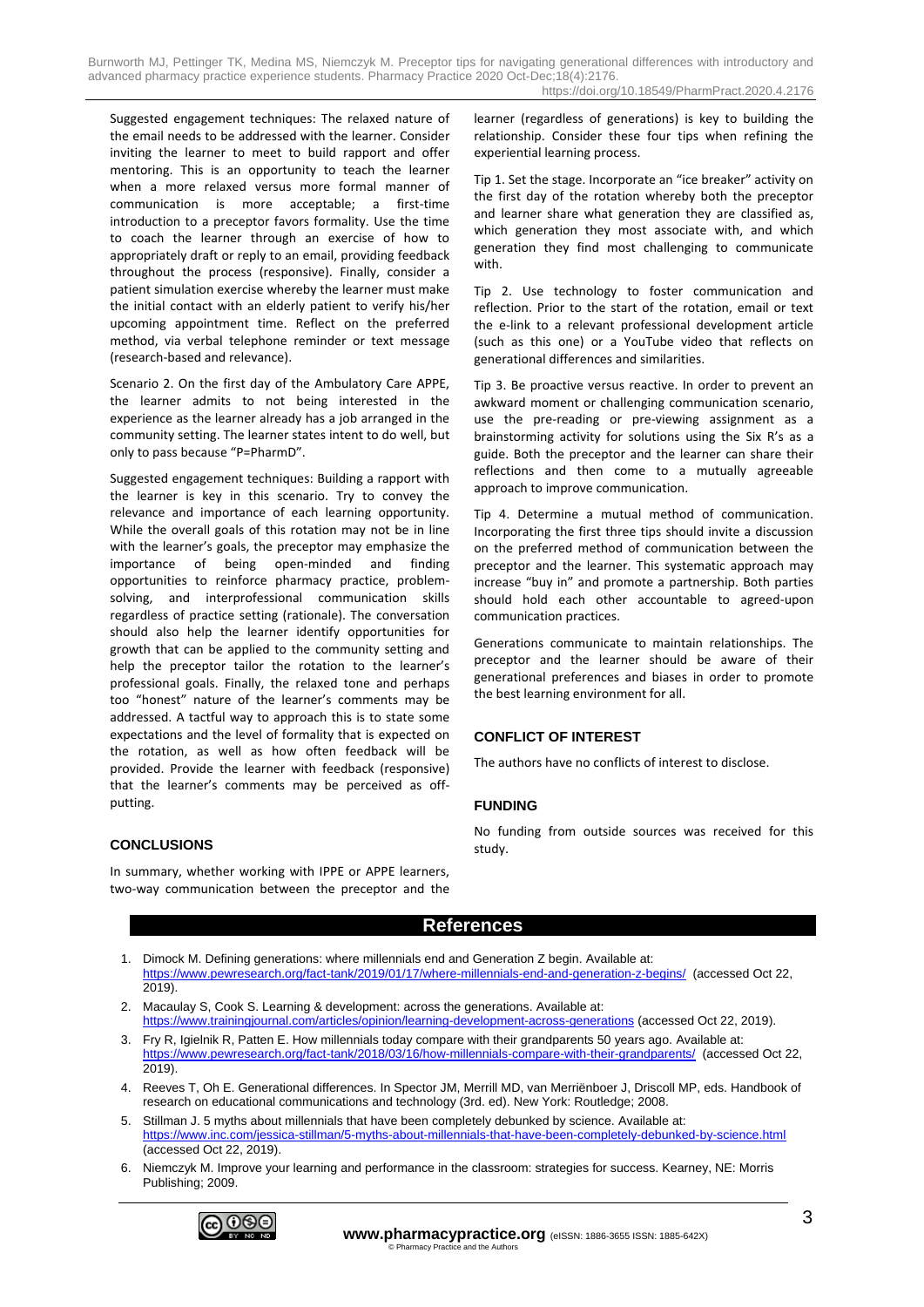Suggested engagement techniques: The relaxed nature of the email needs to be addressed with the learner. Consider inviting the learner to meet to build rapport and offer mentoring. This is an opportunity to teach the learner when a more relaxed versus more formal manner of communication is more acceptable; a first-time introduction to a preceptor favors formality. Use the time to coach the learner through an exercise of how to appropriately draft or reply to an email, providing feedback throughout the process (responsive). Finally, consider a patient simulation exercise whereby the learner must make the initial contact with an elderly patient to verify his/her upcoming appointment time. Reflect on the preferred method, via verbal telephone reminder or text message (research-based and relevance).

Scenario 2. On the first day of the Ambulatory Care APPE, the learner admits to not being interested in the experience as the learner already has a job arranged in the community setting. The learner states intent to do well, but only to pass because "P=PharmD".

Suggested engagement techniques: Building a rapport with the learner is key in this scenario. Try to convey the relevance and importance of each learning opportunity. While the overall goals of this rotation may not be in line with the learner's goals, the preceptor may emphasize the importance of being open-minded and finding opportunities to reinforce pharmacy practice, problem-solving, and interprofessional communication skills regardless of practice setting (rationale). The conversation should also help the learner identify opportunities for growth that can be applied to the community setting and help the preceptor tailor the rotation to the learner's professional goals. Finally, the relaxed tone and perhaps too "honest" nature of the learner's comments may be addressed. A tactful way to approach this is to state some expectations and the level of formality that is expected on the rotation, as well as how often feedback will be provided. Provide the learner with feedback (responsive) that the learner's comments may be perceived as off-putting.

## CONCLUSIONS

In summary, whether working with IPPE or APPE learners, two-way communication between the preceptor and the learner (regardless of generations) is key to building the relationship. Consider these four tips when refining the experiential learning process.

Tip 1. Set the stage. Incorporate an "ice breaker" activity on the first day of the rotation whereby both the preceptor and learner share what generation they are classified as, which generation they most associate with, and which generation they find most challenging to communicate with.

Tip 2. Use technology to foster communication and reflection. Prior to the start of the rotation, email or text the e-link to a relevant professional development article (such as this one) or a YouTube video that reflects on generational differences and similarities.

Tip 3. Be proactive versus reactive. In order to prevent an awkward moment or challenging communication scenario, use the pre-reading or pre-viewing assignment as a brainstorming activity for solutions using the Six R's as a guide. Both the preceptor and the learner can share their reflections and then come to a mutually agreeable approach to improve communication.

Tip 4. Determine a mutual method of communication. Incorporating the first three tips should invite a discussion on the preferred method of communication between the preceptor and the learner. This systematic approach may increase "buy in" and promote a partnership. Both parties should hold each other accountable to agreed-upon communication practices.

Generations communicate to maintain relationships. The preceptor and the learner should be aware of their generational preferences and biases in order to promote the best learning environment for all.

## CONFLICT OF INTEREST

The authors have no conflicts of interest to disclose.

## FUNDING

No funding from outside sources was received for this study.

## References

1. Dimock M. Defining generations: where millennials end and Generation Z begin. Available at: https://www.pewresearch.org/fact-tank/2019/01/17/where-millennials-end-and-generation-z-begins/ (accessed Oct 22, 2019).
2. Macaulay S, Cook S. Learning & development: across the generations. Available at: https://www.trainingjournal.com/articles/opinion/learning-development-across-generations (accessed Oct 22, 2019).
3. Fry R, Igielnik R, Patten E. How millennials today compare with their grandparents 50 years ago. Available at: https://www.pewresearch.org/fact-tank/2018/03/16/how-millennials-compare-with-their-grandparents/ (accessed Oct 22, 2019).
4. Reeves T, Oh E. Generational differences. In Spector JM, Merrill MD, van Merriënboer J, Driscoll MP, eds. Handbook of research on educational communications and technology (3rd. ed). New York: Routledge; 2008.
5. Stillman J. 5 myths about millennials that have been completely debunked by science. Available at: https://www.inc.com/jessica-stillman/5-myths-about-millennials-that-have-been-completely-debunked-by-science.html (accessed Oct 22, 2019).
6. Niemczyk M. Improve your learning and performance in the classroom: strategies for success. Kearney, NE: Morris Publishing; 2009.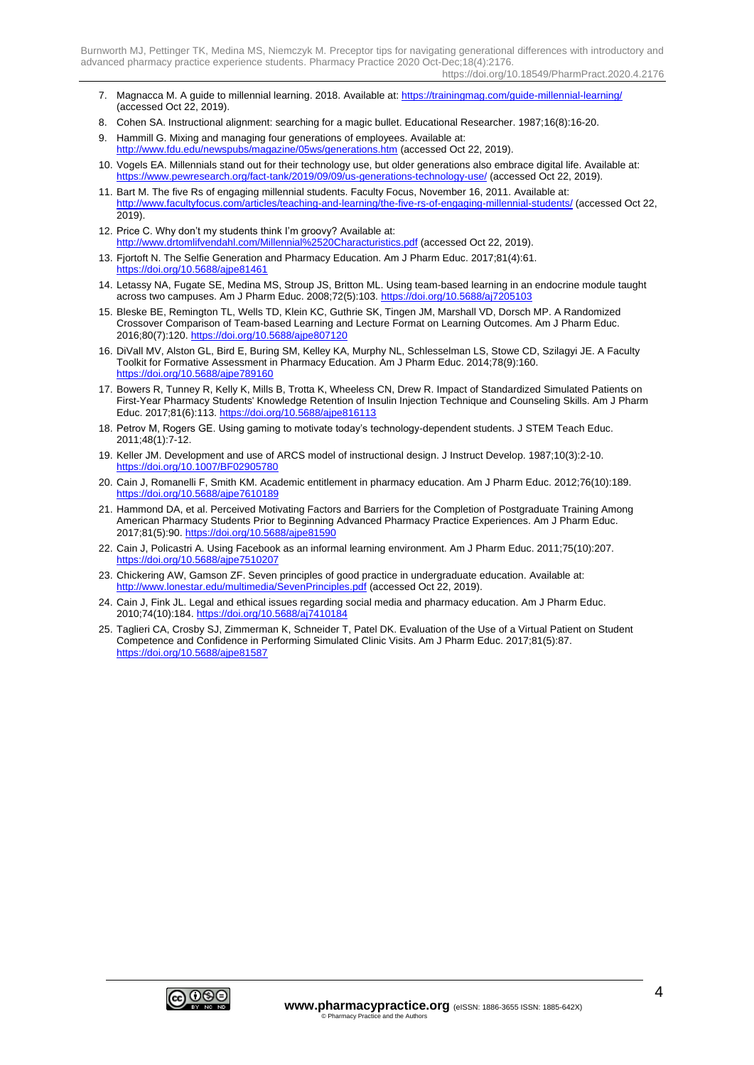7. Magnacca M. A guide to millennial learning. 2018. Available at: https://trainingmag.com/guide-millennial-learning/ (accessed Oct 22, 2019).
8. Cohen SA. Instructional alignment: searching for a magic bullet. Educational Researcher. 1987;16(8):16-20.
9. Hammill G. Mixing and managing four generations of employees. Available at: http://www.fdu.edu/newspubs/magazine/05ws/generations.htm (accessed Oct 22, 2019).
10. Vogels EA. Millennials stand out for their technology use, but older generations also embrace digital life. Available at: https://www.pewresearch.org/fact-tank/2019/09/09/us-generations-technology-use/ (accessed Oct 22, 2019).
11. Bart M. The five Rs of engaging millennial students. Faculty Focus, November 16, 2011. Available at: http://www.facultyfocus.com/articles/teaching-and-learning/the-five-rs-of-engaging-millennial-students/ (accessed Oct 22, 2019).
12. Price C. Why don't my students think I'm groovy? Available at: http://www.drtomlifvendahl.com/Millennial%2520Characturistics.pdf (accessed Oct 22, 2019).
13. Fjortoft N. The Selfie Generation and Pharmacy Education. Am J Pharm Educ. 2017;81(4):61. https://doi.org/10.5688/ajpe81461
14. Letassy NA, Fugate SE, Medina MS, Stroup JS, Britton ML. Using team-based learning in an endocrine module taught across two campuses. Am J Pharm Educ. 2008;72(5):103. https://doi.org/10.5688/aj7205103
15. Bleske BE, Remington TL, Wells TD, Klein KC, Guthrie SK, Tingen JM, Marshall VD, Dorsch MP. A Randomized Crossover Comparison of Team-based Learning and Lecture Format on Learning Outcomes. Am J Pharm Educ. 2016;80(7):120. https://doi.org/10.5688/ajpe807120
16. DiVall MV, Alston GL, Bird E, Buring SM, Kelley KA, Murphy NL, Schlesselman LS, Stowe CD, Szilagyi JE. A Faculty Toolkit for Formative Assessment in Pharmacy Education. Am J Pharm Educ. 2014;78(9):160. https://doi.org/10.5688/ajpe789160
17. Bowers R, Tunney R, Kelly K, Mills B, Trotta K, Wheeless CN, Drew R. Impact of Standardized Simulated Patients on First-Year Pharmacy Students' Knowledge Retention of Insulin Injection Technique and Counseling Skills. Am J Pharm Educ. 2017;81(6):113. https://doi.org/10.5688/ajpe816113
18. Petrov M, Rogers GE. Using gaming to motivate today's technology-dependent students. J STEM Teach Educ. 2011;48(1):7-12.
19. Keller JM. Development and use of ARCS model of instructional design. J Instruct Develop. 1987;10(3):2-10. https://doi.org/10.1007/BF02905780
20. Cain J, Romanelli F, Smith KM. Academic entitlement in pharmacy education. Am J Pharm Educ. 2012;76(10):189. https://doi.org/10.5688/ajpe7610189
21. Hammond DA, et al. Perceived Motivating Factors and Barriers for the Completion of Postgraduate Training Among American Pharmacy Students Prior to Beginning Advanced Pharmacy Practice Experiences. Am J Pharm Educ. 2017;81(5):90. https://doi.org/10.5688/ajpe81590
22. Cain J, Policastri A. Using Facebook as an informal learning environment. Am J Pharm Educ. 2011;75(10):207. https://doi.org/10.5688/ajpe7510207
23. Chickering AW, Gamson ZF. Seven principles of good practice in undergraduate education. Available at: http://www.lonestar.edu/multimedia/SevenPrinciples.pdf (accessed Oct 22, 2019).
24. Cain J, Fink JL. Legal and ethical issues regarding social media and pharmacy education. Am J Pharm Educ. 2010;74(10):184. https://doi.org/10.5688/aj7410184
25. Taglieri CA, Crosby SJ, Zimmerman K, Schneider T, Patel DK. Evaluation of the Use of a Virtual Patient on Student Competence and Confidence in Performing Simulated Clinic Visits. Am J Pharm Educ. 2017;81(5):87. https://doi.org/10.5688/ajpe81587